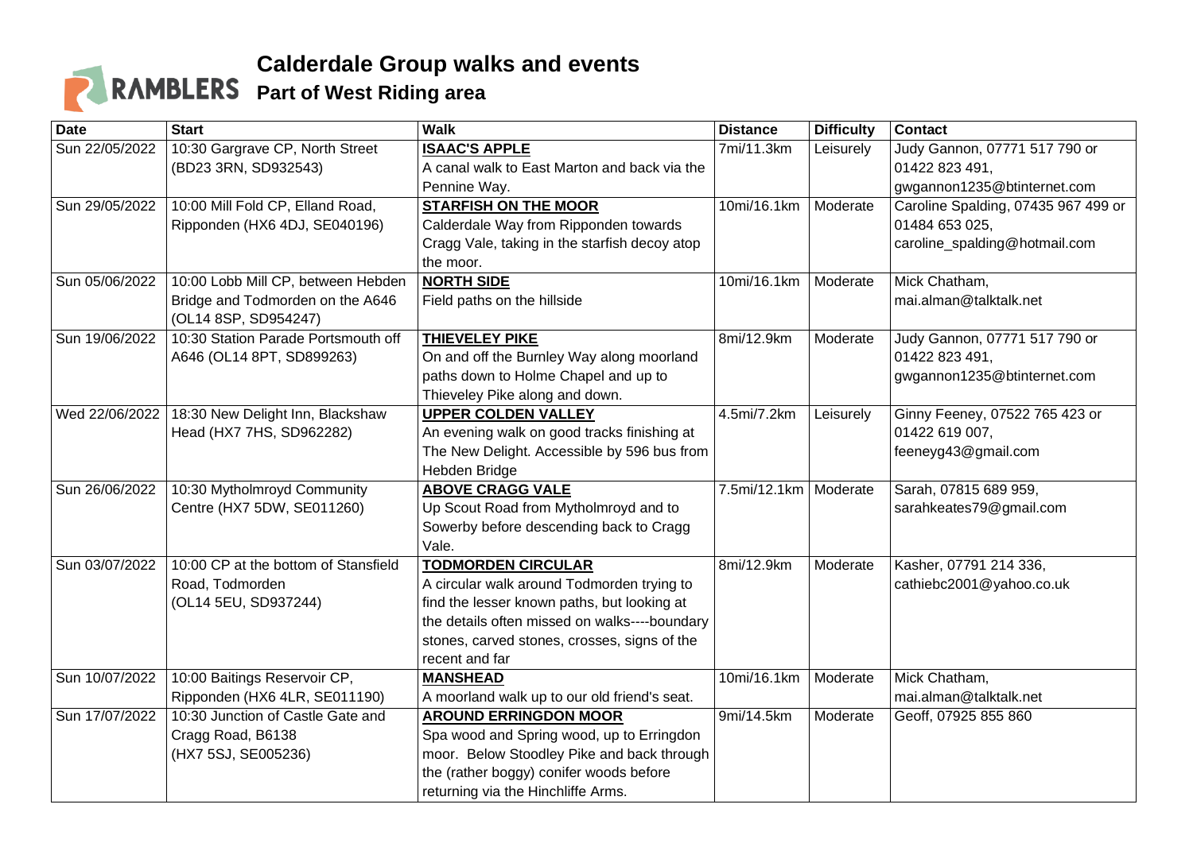# Calderdale Group walks and events

## Part of West Riding area

| Date | Start | Walk | Distance | Difficulty | Contact |
|---|---|---|---|---|---|
| Sun 22/05/2022 | 10:30 Gargrave CP, North Street (BD23 3RN, SD932543) | **ISAAC'S APPLE** A canal walk to East Marton and back via the Pennine Way. | 7mi/11.3km | Leisurely | Judy Gannon, 07771 517 790 or 01422 823 491, gwgannon1235@btinternet.com |
| Sun 29/05/2022 | 10:00 Mill Fold CP, Elland Road, Ripponden (HX6 4DJ, SE040196) | **STARFISH ON THE MOOR** Calderdale Way from Ripponden towards Cragg Vale, taking in the starfish decoy atop the moor. | 10mi/16.1km | Moderate | Caroline Spalding, 07435 967 499 or 01484 653 025, caroline_spalding@hotmail.com |
| Sun 05/06/2022 | 10:00 Lobb Mill CP, between Hebden Bridge and Todmorden on the A646 (OL14 8SP, SD954247) | **NORTH SIDE** Field paths on the hillside | 10mi/16.1km | Moderate | Mick Chatham, mai.alman@talktalk.net |
| Sun 19/06/2022 | 10:30 Station Parade Portsmouth off A646 (OL14 8PT, SD899263) | **THIEVELEY PIKE** On and off the Burnley Way along moorland paths down to Holme Chapel and up to Thieveley Pike along and down. | 8mi/12.9km | Moderate | Judy Gannon, 07771 517 790 or 01422 823 491, gwgannon1235@btinternet.com |
| Wed 22/06/2022 | 18:30 New Delight Inn, Blackshaw Head (HX7 7HS, SD962282) | **UPPER COLDEN VALLEY** An evening walk on good tracks finishing at The New Delight. Accessible by 596 bus from Hebden Bridge | 4.5mi/7.2km | Leisurely | Ginny Feeney, 07522 765 423 or 01422 619 007, feeneyg43@gmail.com |
| Sun 26/06/2022 | 10:30 Mytholmroyd Community Centre (HX7 5DW, SE011260) | **ABOVE CRAGG VALE** Up Scout Road from Mytholmroyd and to Sowerby before descending back to Cragg Vale. | 7.5mi/12.1km | Moderate | Sarah, 07815 689 959, sarahkeates79@gmail.com |
| Sun 03/07/2022 | 10:00 CP at the bottom of Stansfield Road, Todmorden (OL14 5EU, SD937244) | **TODMORDEN CIRCULAR** A circular walk around Todmorden trying to find the lesser known paths, but looking at the details often missed on walks----boundary stones, carved stones, crosses, signs of the recent and far | 8mi/12.9km | Moderate | Kasher, 07791 214 336, cathiebc2001@yahoo.co.uk |
| Sun 10/07/2022 | 10:00 Baitings Reservoir CP, Ripponden (HX6 4LR, SE011190) | **MANSHEAD** A moorland walk up to our old friend's seat. | 10mi/16.1km | Moderate | Mick Chatham, mai.alman@talktalk.net |
| Sun 17/07/2022 | 10:30 Junction of Castle Gate and Cragg Road, B6138 (HX7 5SJ, SE005236) | **AROUND ERRINGDON MOOR** Spa wood and Spring wood, up to Erringdon moor. Below Stoodley Pike and back through the (rather boggy) conifer woods before returning via the Hinchliffe Arms. | 9mi/14.5km | Moderate | Geoff, 07925 855 860 |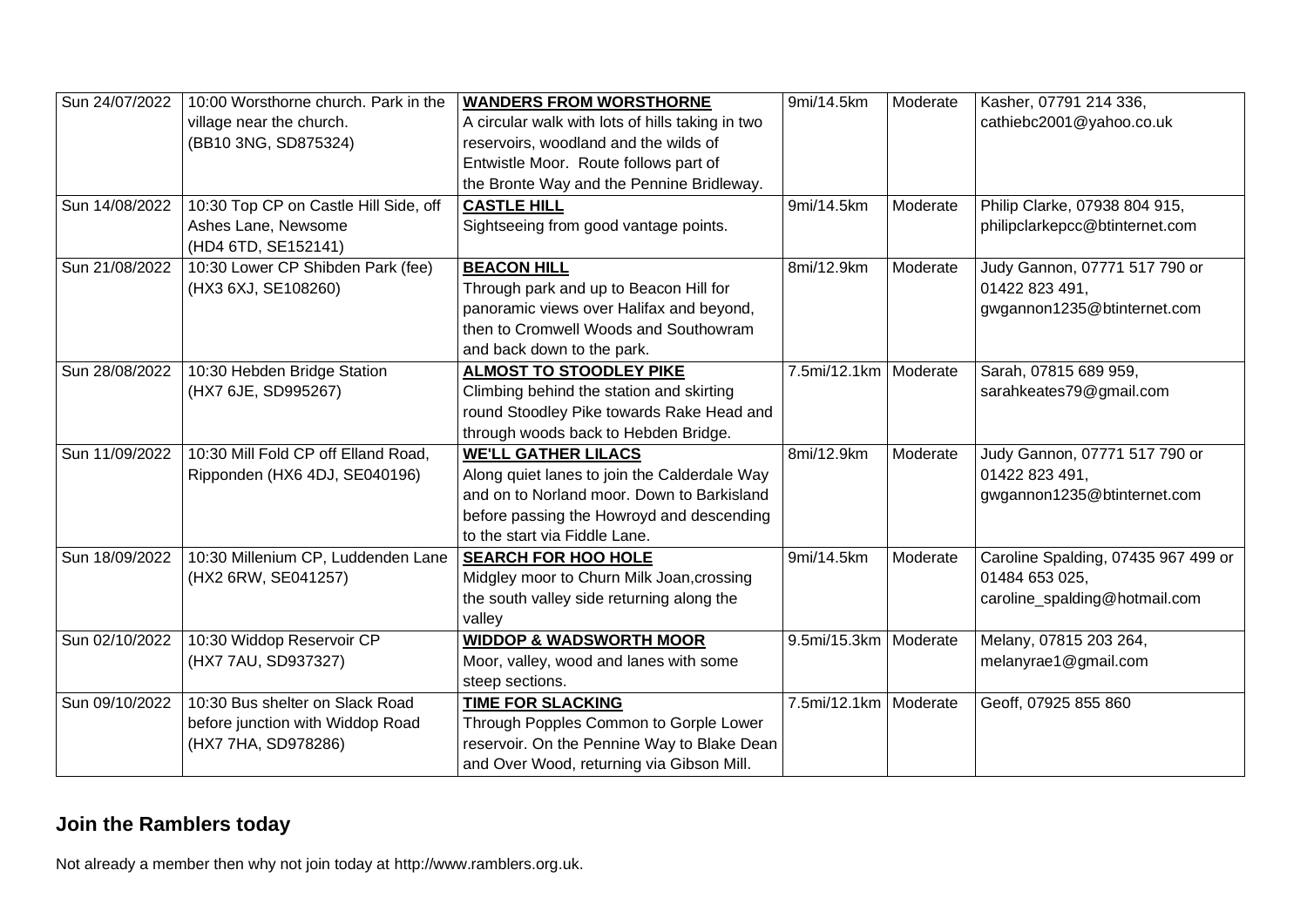| | | | | | |
|---|---|---|---|---|---|
| Sun 24/07/2022 | 10:00 Worsthorne church. Park in the village near the church. (BB10 3NG, SD875324) | **WANDERS FROM WORSTHORNE** A circular walk with lots of hills taking in two reservoirs, woodland and the wilds of Entwistle Moor. Route follows part of the Bronte Way and the Pennine Bridleway. | 9mi/14.5km | Moderate | Kasher, 07791 214 336, cathiebc2001@yahoo.co.uk |
| Sun 14/08/2022 | 10:30 Top CP on Castle Hill Side, off Ashes Lane, Newsome (HD4 6TD, SE152141) | **CASTLE HILL** Sightseeing from good vantage points. | 9mi/14.5km | Moderate | Philip Clarke, 07938 804 915, philipclarkepcc@btinternet.com |
| Sun 21/08/2022 | 10:30 Lower CP Shibden Park (fee) (HX3 6XJ, SE108260) | **BEACON HILL** Through park and up to Beacon Hill for panoramic views over Halifax and beyond, then to Cromwell Woods and Southowram and back down to the park. | 8mi/12.9km | Moderate | Judy Gannon, 07771 517 790 or 01422 823 491, gwgannon1235@btinternet.com |
| Sun 28/08/2022 | 10:30 Hebden Bridge Station (HX7 6JE, SD995267) | **ALMOST TO STOODLEY PIKE** Climbing behind the station and skirting round Stoodley Pike towards Rake Head and through woods back to Hebden Bridge. | 7.5mi/12.1km | Moderate | Sarah, 07815 689 959, sarahkeates79@gmail.com |
| Sun 11/09/2022 | 10:30 Mill Fold CP off Elland Road, Ripponden (HX6 4DJ, SE040196) | **WE'LL GATHER LILACS** Along quiet lanes to join the Calderdale Way and on to Norland moor. Down to Barkisland before passing the Howroyd and descending to the start via Fiddle Lane. | 8mi/12.9km | Moderate | Judy Gannon, 07771 517 790 or 01422 823 491, gwgannon1235@btinternet.com |
| Sun 18/09/2022 | 10:30 Millenium CP, Luddenden Lane (HX2 6RW, SE041257) | **SEARCH FOR HOO HOLE** Midgley moor to Churn Milk Joan,crossing the south valley side returning along the valley | 9mi/14.5km | Moderate | Caroline Spalding, 07435 967 499 or 01484 653 025, caroline_spalding@hotmail.com |
| Sun 02/10/2022 | 10:30 Widdop Reservoir CP (HX7 7AU, SD937327) | **WIDDOP & WADSWORTH MOOR** Moor, valley, wood and lanes with some steep sections. | 9.5mi/15.3km | Moderate | Melany, 07815 203 264, melanyrae1@gmail.com |
| Sun 09/10/2022 | 10:30 Bus shelter on Slack Road before junction with Widdop Road (HX7 7HA, SD978286) | **TIME FOR SLACKING** Through Popples Common to Gorple Lower reservoir. On the Pennine Way to Blake Dean and Over Wood, returning via Gibson Mill. | 7.5mi/12.1km | Moderate | Geoff, 07925 855 860 |

## Join the Ramblers today

Not already a member then why not join today at http://www.ramblers.org.uk.